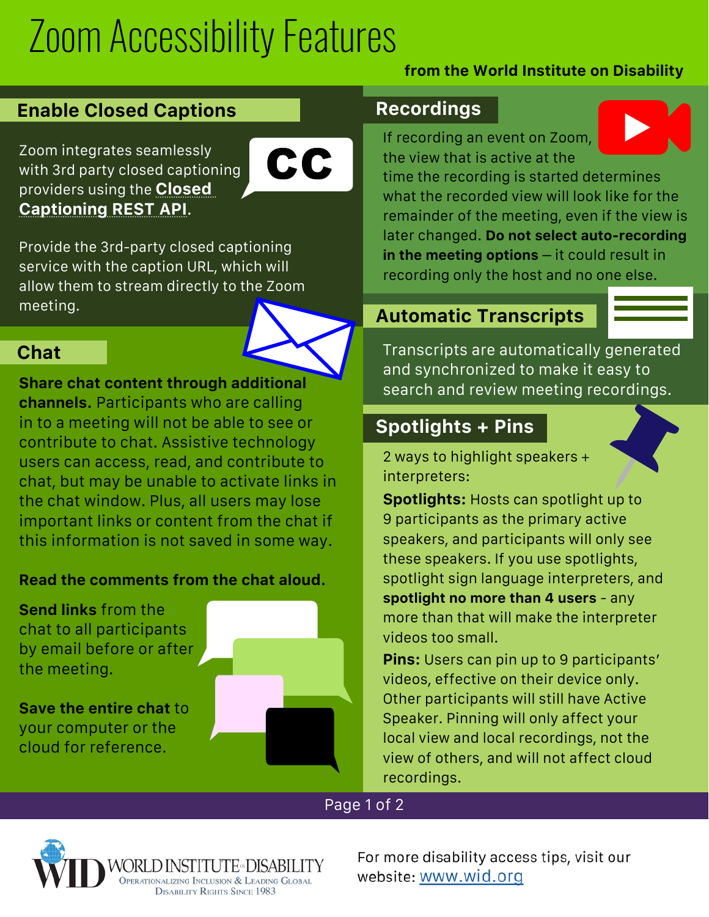# Zoom Accessibility Features

**from the World Institute on Disability**

## Enable Closed Captions

Zoom integrates seamlessly with 3rd party closed captioning providers using the **Closed Captioning REST API**.

Provide the 3rd-party closed captioning service with the caption URL, which will allow them to stream directly to the Zoom meeting.

## Chat

**Share chat content through additional channels.** Participants who are calling in to a meeting will not be able to see or contribute to chat. Assistive technology users can access, read, and contribute to chat, but may be unable to activate links in the chat window. Plus, all users may lose important links or content from the chat if this information is not saved in some way.

**Read the comments from the chat aloud.**

**Send links** from the chat to all participants by email before or after the meeting.

**Save the entire chat** to your computer or the cloud for reference.

## Recordings

If recording an event on Zoom, the view that is active at the time the recording is started determines what the recorded view will look like for the remainder of the meeting, even if the view is later changed. **Do not select auto-recording in the meeting options** – it could result in recording only the host and no one else.

## Automatic Transcripts

Transcripts are automatically generated and synchronized to make it easy to search and review meeting recordings.

## Spotlights + Pins

2 ways to highlight speakers + interpreters:

**Spotlights:** Hosts can spotlight up to 9 participants as the primary active speakers, and participants will only see these speakers. If you use spotlights, spotlight sign language interpreters, and **spotlight no more than 4 users** - any more than that will make the interpreter videos too small.

**Pins:** Users can pin up to 9 participants' videos, effective on their device only. Other participants will still have Active Speaker. Pinning will only affect your local view and local recordings, not the view of others, and will not affect cloud recordings.

WORLD INSTITUTE ON DISABILITY — Operationalizing Inclusion & Leading Global Disability Rights Since 1983

For more disability access tips, visit our website: www.wid.org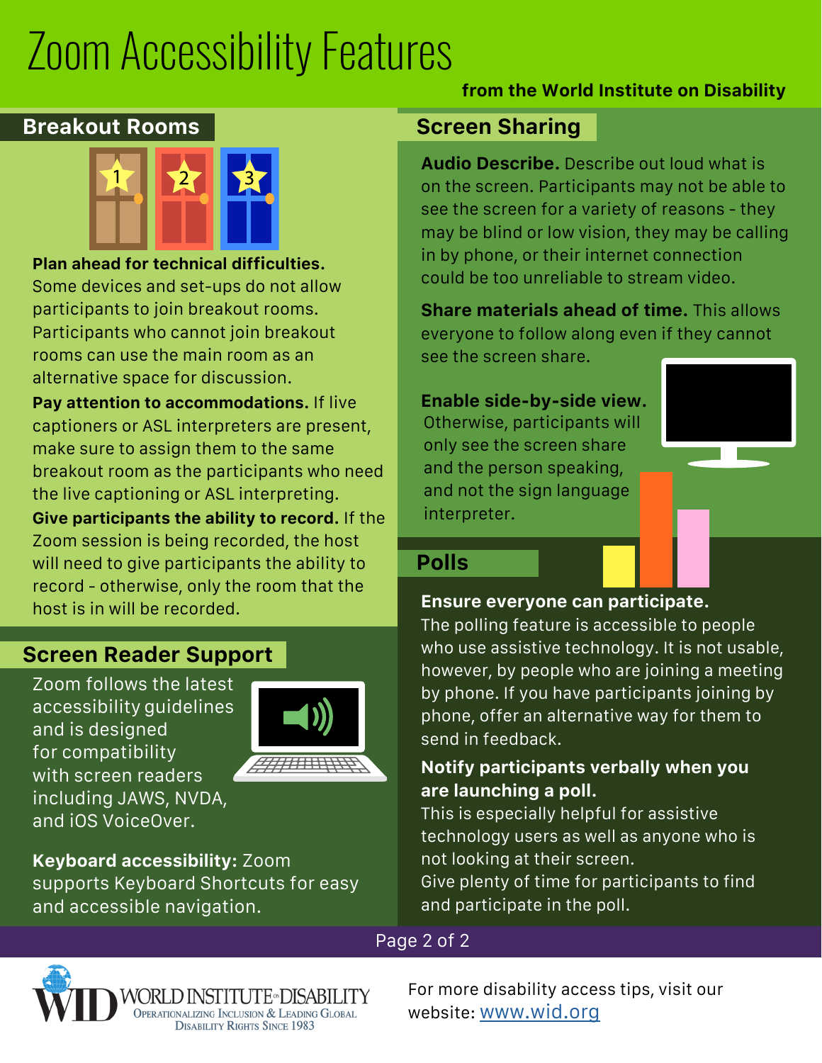# Zoom Accessibility Features

**from the World Institute on Disability**

## Breakout Rooms

**Plan ahead for technical difficulties.** Some devices and set-ups do not allow participants to join breakout rooms. Participants who cannot join breakout rooms can use the main room as an alternative space for discussion.

**Pay attention to accommodations.** If live captioners or ASL interpreters are present, make sure to assign them to the same breakout room as the participants who need the live captioning or ASL interpreting.

**Give participants the ability to record.** If the Zoom session is being recorded, the host will need to give participants the ability to record - otherwise, only the room that the host is in will be recorded.

## Screen Reader Support

Zoom follows the latest accessibility guidelines and is designed for compatibility with screen readers including JAWS, NVDA, and iOS VoiceOver.

**Keyboard accessibility:** Zoom supports Keyboard Shortcuts for easy and accessible navigation.

## Screen Sharing

**Audio Describe.** Describe out loud what is on the screen. Participants may not be able to see the screen for a variety of reasons - they may be blind or low vision, they may be calling in by phone, or their internet connection could be too unreliable to stream video.

**Share materials ahead of time.** This allows everyone to follow along even if they cannot see the screen share.

**Enable side-by-side view.** Otherwise, participants will only see the screen share and the person speaking, and not the sign language interpreter.

## Polls

**Ensure everyone can participate.** The polling feature is accessible to people who use assistive technology. It is not usable, however, by people who are joining a meeting by phone. If you have participants joining by phone, offer an alternative way for them to send in feedback.

**Notify participants verbally when you are launching a poll.** This is especially helpful for assistive technology users as well as anyone who is not looking at their screen. Give plenty of time for participants to find and participate in the poll.

WID WORLD INSTITUTE ON DISABILITY
Operationalizing Inclusion & Leading Global Disability Rights Since 1983

For more disability access tips, visit our website: www.wid.org